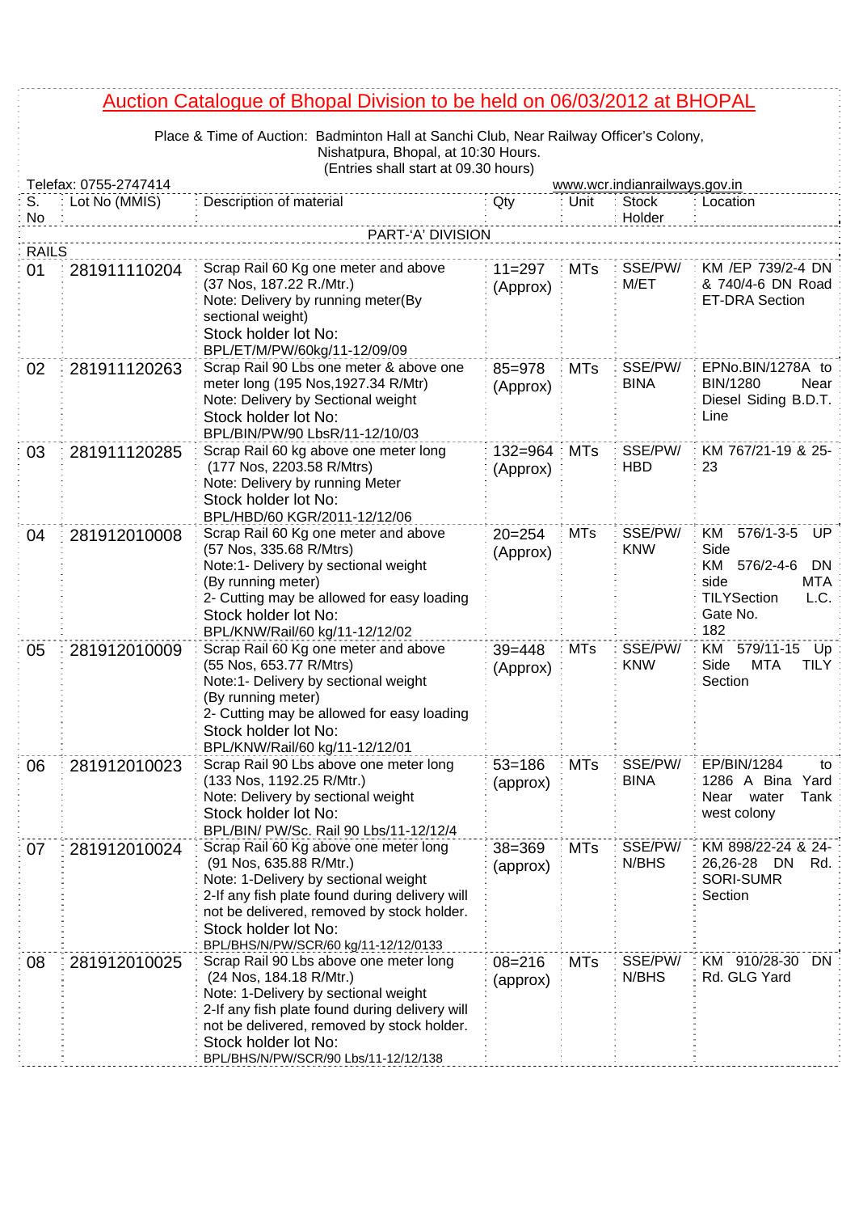# Auction Catalogue of Bhopal Division to be held on 06/03/2012 at BHOPAL

Place & Time of Auction: Badminton Hall at Sanchi Club, Near Railway Officer's Colony, Nishatpura, Bhopal, at 10:30 Hours.
(Entries shall start at 09.30 hours)

Telefax: 0755-2747414 www.wcr.indianrailways.gov.in

| S. No | Lot No (MMIS) | Description of material | Qty | Unit | Stock Holder | Location |
|---|---|---|---|---|---|---|
| | | PART-'A' DIVISION | | | | |
| RAILS | | | | | | |
| 01 | 281911110204 | Scrap Rail 60 Kg one meter and above (37 Nos, 187.22 R./Mtr.)<br>Note: Delivery by running meter(By sectional weight)<br>Stock holder lot No: BPL/ET/M/PW/60kg/11-12/09/09 | 11=297 (Approx) | MTs | SSE/PW/ M/ET | KM /EP 739/2-4 DN & 740/4-6 DN Road ET-DRA Section |
| 02 | 281911120263 | Scrap Rail 90 Lbs one meter & above one meter long (195 Nos,1927.34 R/Mtr)<br>Note: Delivery by Sectional weight<br>Stock holder lot No: BPL/BIN/PW/90 LbsR/11-12/10/03 | 85=978 (Approx) | MTs | SSE/PW/ BINA | EPNo.BIN/1278A to BIN/1280 Near Diesel Siding B.D.T. Line |
| 03 | 281911120285 | Scrap Rail 60 kg above one meter long (177 Nos, 2203.58 R/Mtrs)<br>Note: Delivery by running Meter<br>Stock holder lot No: BPL/HBD/60 KGR/2011-12/12/06 | 132=964 (Approx) | MTs | SSE/PW/ HBD | KM 767/21-19 & 25-23 |
| 04 | 281912010008 | Scrap Rail 60 Kg one meter and above (57 Nos, 335.68 R/Mtrs)<br>Note:1- Delivery by sectional weight (By running meter)<br>2- Cutting may be allowed for easy loading<br>Stock holder lot No: BPL/KNW/Rail/60 kg/11-12/12/02 | 20=254 (Approx) | MTs | SSE/PW/ KNW | KM 576/1-3-5 UP Side KM 576/2-4-6 DN side MTA TILYSection L.C. Gate No. 182 |
| 05 | 281912010009 | Scrap Rail 60 Kg one meter and above (55 Nos, 653.77 R/Mtrs)<br>Note:1- Delivery by sectional weight (By running meter)<br>2- Cutting may be allowed for easy loading<br>Stock holder lot No: BPL/KNW/Rail/60 kg/11-12/12/01 | 39=448 (Approx) | MTs | SSE/PW/ KNW | KM 579/11-15 Up Side MTA TILY Section |
| 06 | 281912010023 | Scrap Rail 90 Lbs above one meter long (133 Nos, 1192.25 R/Mtr.)<br>Note: Delivery by sectional weight<br>Stock holder lot No: BPL/BIN/ PW/Sc. Rail 90 Lbs/11-12/12/4 | 53=186 (approx) | MTs | SSE/PW/ BINA | EP/BIN/1284 to 1286 A Bina Yard Near water Tank west colony |
| 07 | 281912010024 | Scrap Rail 60 Kg above one meter long (91 Nos, 635.88 R/Mtr.)<br>Note: 1-Delivery by sectional weight<br>2-If any fish plate found during delivery will not be delivered, removed by stock holder.<br>Stock holder lot No: BPL/BHS/N/PW/SCR/60 kg/11-12/12/0133 | 38=369 (approx) | MTs | SSE/PW/ N/BHS | KM 898/22-24 & 24-26,26-28 DN Rd. SORI-SUMR Section |
| 08 | 281912010025 | Scrap Rail 90 Lbs above one meter long (24 Nos, 184.18 R/Mtr.)<br>Note: 1-Delivery by sectional weight<br>2-If any fish plate found during delivery will not be delivered, removed by stock holder.<br>Stock holder lot No: BPL/BHS/N/PW/SCR/90 Lbs/11-12/12/138 | 08=216 (approx) | MTs | SSE/PW/ N/BHS | KM 910/28-30 DN Rd. GLG Yard |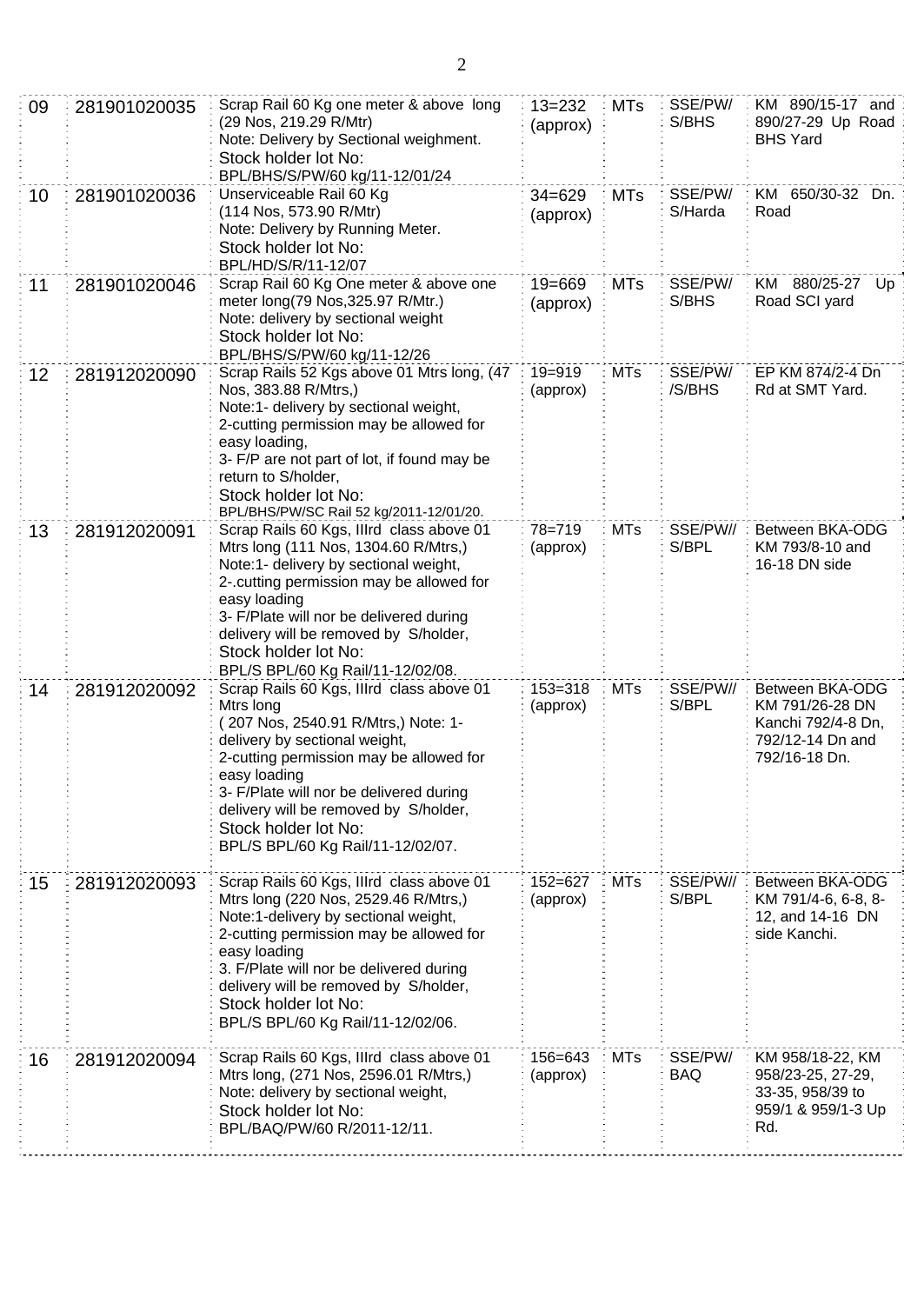| 09 | 281901020035 | Scrap Rail 60 Kg one meter & above long (29 Nos, 219.29 R/Mtr) Note: Delivery by Sectional weighment. Stock holder lot No: BPL/BHS/S/PW/60 kg/11-12/01/24 | 13=232 (approx) | MTs | SSE/PW/ S/BHS | KM 890/15-17 and 890/27-29 Up Road BHS Yard |
|---|---|---|---|---|---|---|
| 10 | 281901020036 | Unserviceable Rail 60 Kg (114 Nos, 573.90 R/Mtr) Note: Delivery by Running Meter. Stock holder lot No: BPL/HD/S/R/11-12/07 | 34=629 (approx) | MTs | SSE/PW/ S/Harda | KM 650/30-32 Dn. Road |
| 11 | 281901020046 | Scrap Rail 60 Kg One meter & above one meter long(79 Nos,325.97 R/Mtr.) Note: delivery by sectional weight Stock holder lot No: BPL/BHS/S/PW/60 kg/11-12/26 | 19=669 (approx) | MTs | SSE/PW/ S/BHS | KM 880/25-27 Up Road SCI yard |
| 12 | 281912020090 | Scrap Rails 52 Kgs above 01 Mtrs long, (47 Nos, 383.88 R/Mtrs,) Note:1- delivery by sectional weight, 2-cutting permission may be allowed for easy loading, 3- F/P are not part of lot, if found may be return to S/holder, Stock holder lot No: BPL/BHS/PW/SC Rail 52 kg/2011-12/01/20. | 19=919 (approx) | MTs | SSE/PW/ /S/BHS | EP KM 874/2-4 Dn Rd at SMT Yard. |
| 13 | 281912020091 | Scrap Rails 60 Kgs, IIIrd class above 01 Mtrs long (111 Nos, 1304.60 R/Mtrs,) Note:1- delivery by sectional weight, 2-.cutting permission may be allowed for easy loading 3- F/Plate will nor be delivered during delivery will be removed by S/holder, Stock holder lot No: BPL/S BPL/60 Kg Rail/11-12/02/08. | 78=719 (approx) | MTs | SSE/PW// S/BPL | Between BKA-ODG KM 793/8-10 and 16-18 DN side |
| 14 | 281912020092 | Scrap Rails 60 Kgs, IIIrd class above 01 Mtrs long ( 207 Nos, 2540.91 R/Mtrs,) Note: 1- delivery by sectional weight, 2-cutting permission may be allowed for easy loading 3- F/Plate will nor be delivered during delivery will be removed by S/holder, Stock holder lot No: BPL/S BPL/60 Kg Rail/11-12/02/07. | 153=318 (approx) | MTs | SSE/PW// S/BPL | Between BKA-ODG KM 791/26-28 DN Kanchi 792/4-8 Dn, 792/12-14 Dn and 792/16-18 Dn. |
| 15 | 281912020093 | Scrap Rails 60 Kgs, IIIrd class above 01 Mtrs long (220 Nos, 2529.46 R/Mtrs,) Note:1-delivery by sectional weight, 2-cutting permission may be allowed for easy loading 3. F/Plate will nor be delivered during delivery will be removed by S/holder, Stock holder lot No: BPL/S BPL/60 Kg Rail/11-12/02/06. | 152=627 (approx) | MTs | SSE/PW// S/BPL | Between BKA-ODG KM 791/4-6, 6-8, 8-12, and 14-16 DN side Kanchi. |
| 16 | 281912020094 | Scrap Rails 60 Kgs, IIIrd class above 01 Mtrs long, (271 Nos, 2596.01 R/Mtrs,) Note: delivery by sectional weight, Stock holder lot No: BPL/BAQ/PW/60 R/2011-12/11. | 156=643 (approx) | MTs | SSE/PW/ BAQ | KM 958/18-22, KM 958/23-25, 27-29, 33-35, 958/39 to 959/1 & 959/1-3 Up Rd. |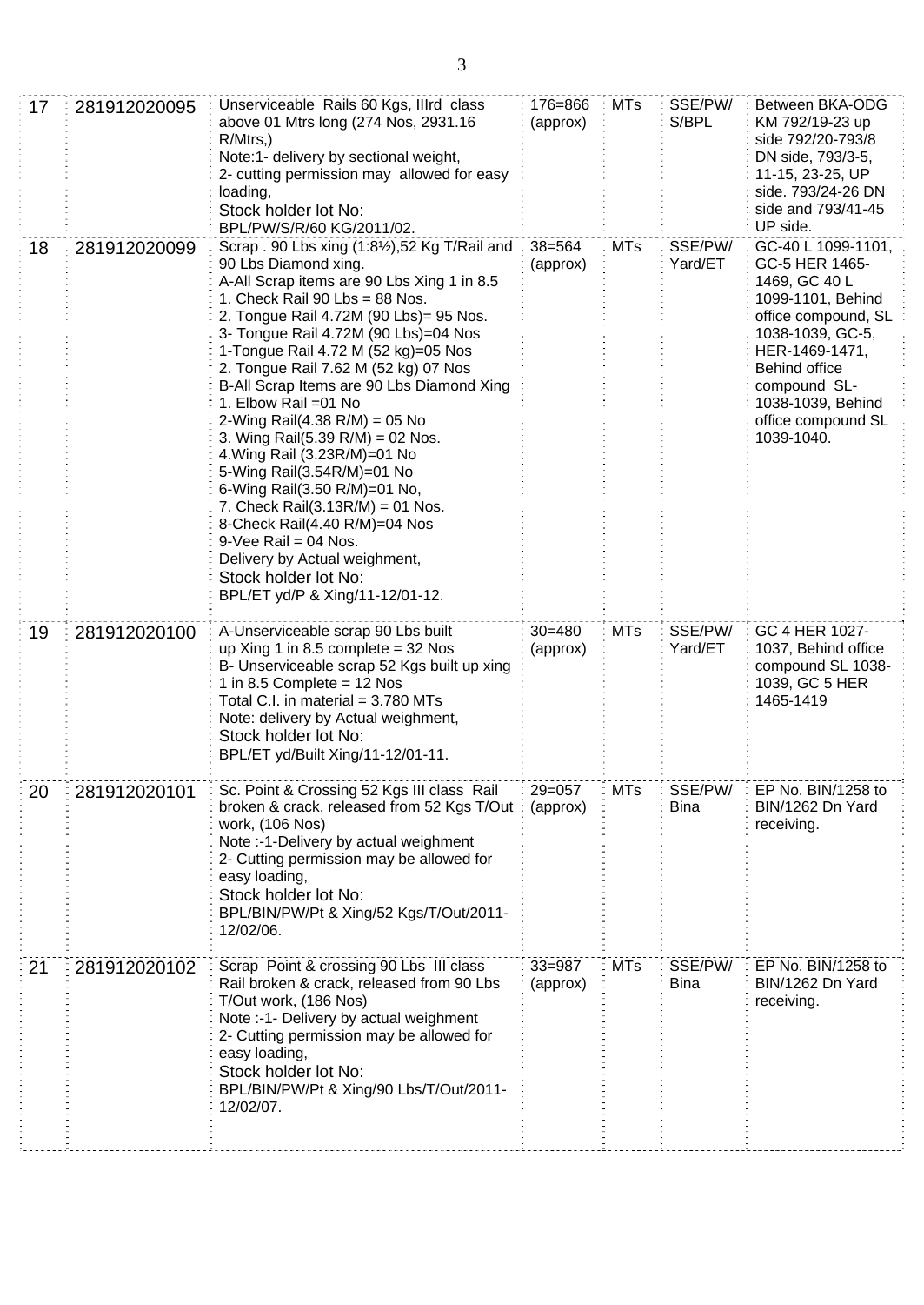| 17 | 281912020095 | Unserviceable Rails 60 Kgs, IIIrd class above 01 Mtrs long (274 Nos, 2931.16 R/Mtrs,)<br>Note:1- delivery by sectional weight,<br>2- cutting permission may allowed for easy loading,<br>Stock holder lot No:<br>BPL/PW/S/R/60 KG/2011/02. | 176=866 (approx) | MTs | SSE/PW/ S/BPL | Between BKA-ODG KM 792/19-23 up side 792/20-793/8 DN side, 793/3-5, 11-15, 23-25, UP side. 793/24-26 DN side and 793/41-45 UP side. |
|---|---|---|---|---|---|---|
| 18 | 281912020099 | Scrap . 90 Lbs xing (1:8½),52 Kg T/Rail and 90 Lbs Diamond xing.<br>A-All Scrap items are 90 Lbs Xing 1 in 8.5<br>1. Check Rail 90 Lbs = 88 Nos.<br>2. Tongue Rail 4.72M (90 Lbs)= 95 Nos.<br>3- Tongue Rail 4.72M (90 Lbs)=04 Nos<br>1-Tongue Rail 4.72 M (52 kg)=05 Nos<br>2. Tongue Rail 7.62 M (52 kg) 07 Nos<br>B-All Scrap Items are 90 Lbs Diamond Xing<br>1. Elbow Rail =01 No<br>2-Wing Rail(4.38 R/M) = 05 No<br>3. Wing Rail(5.39 R/M) = 02 Nos.<br>4.Wing Rail (3.23R/M)=01 No<br>5-Wing Rail(3.54R/M)=01 No<br>6-Wing Rail(3.50 R/M)=01 No,<br>7. Check Rail(3.13R/M) = 01 Nos.<br>8-Check Rail(4.40 R/M)=04 Nos<br>9-Vee Rail = 04 Nos.<br>Delivery by Actual weighment,<br>Stock holder lot No:<br>BPL/ET yd/P & Xing/11-12/01-12. | 38=564 (approx) | MTs | SSE/PW/ Yard/ET | GC-40 L 1099-1101, GC-5 HER 1465-1469, GC 40 L 1099-1101, Behind office compound, SL 1038-1039, GC-5, HER-1469-1471, Behind office compound SL-1038-1039, Behind office compound SL 1039-1040. |
| 19 | 281912020100 | A-Unserviceable scrap 90 Lbs built up Xing 1 in 8.5 complete = 32 Nos<br>B- Unserviceable scrap 52 Kgs built up xing 1 in 8.5 Complete = 12 Nos<br>Total C.I. in material = 3.780 MTs<br>Note: delivery by Actual weighment,<br>Stock holder lot No:<br>BPL/ET yd/Built Xing/11-12/01-11. | 30=480 (approx) | MTs | SSE/PW/ Yard/ET | GC 4 HER 1027-1037, Behind office compound SL 1038-1039, GC 5 HER 1465-1419 |
| 20 | 281912020101 | Sc. Point & Crossing 52 Kgs III class Rail broken & crack, released from 52 Kgs T/Out work, (106 Nos)<br>Note :-1-Delivery by actual weighment<br>2- Cutting permission may be allowed for easy loading,<br>Stock holder lot No:<br>BPL/BIN/PW/Pt & Xing/52 Kgs/T/Out/2011-12/02/06. | 29=057 (approx) | MTs | SSE/PW/ Bina | EP No. BIN/1258 to BIN/1262 Dn Yard receiving. |
| 21 | 281912020102 | Scrap Point & crossing 90 Lbs III class Rail broken & crack, released from 90 Lbs T/Out work, (186 Nos)<br>Note :-1- Delivery by actual weighment<br>2- Cutting permission may be allowed for easy loading,<br>Stock holder lot No:<br>BPL/BIN/PW/Pt & Xing/90 Lbs/T/Out/2011-12/02/07. | 33=987 (approx) | MTs | SSE/PW/ Bina | EP No. BIN/1258 to BIN/1262 Dn Yard receiving. |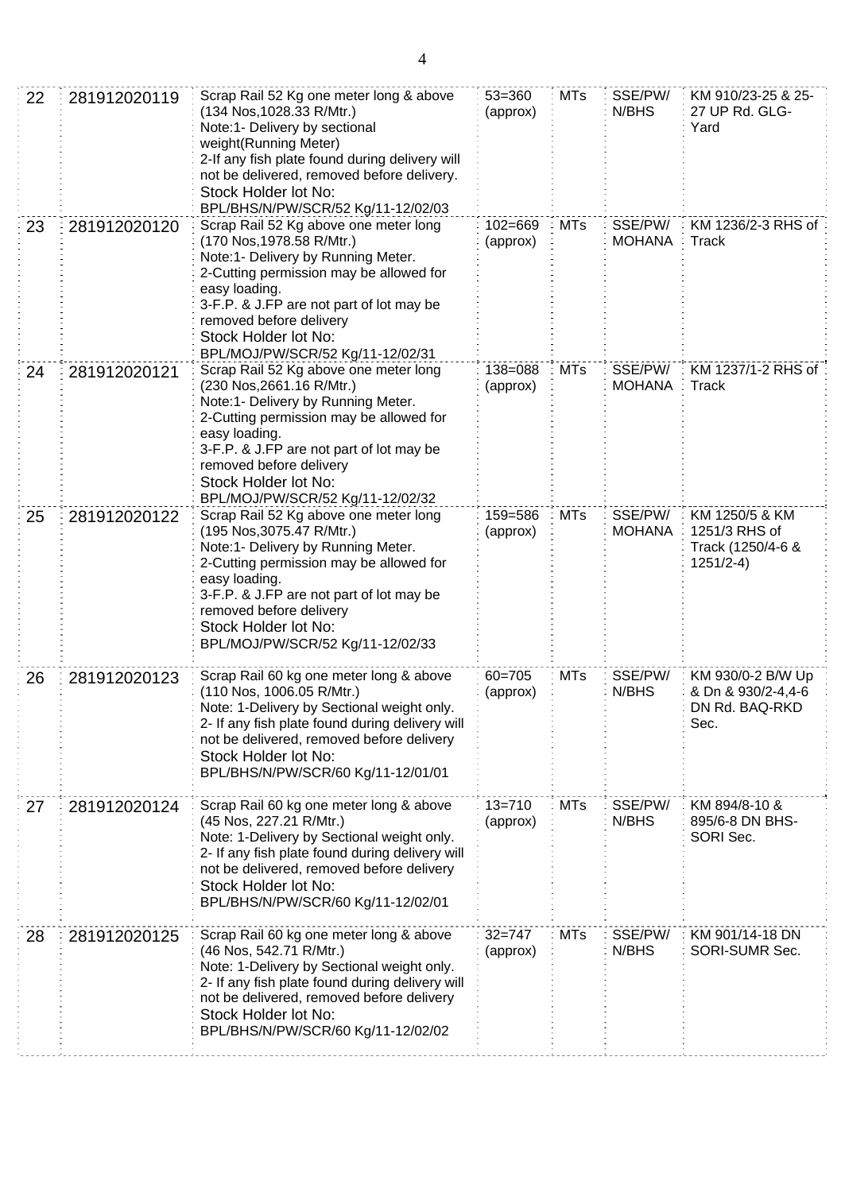| 22 | 281912020119 | Scrap Rail 52 Kg one meter long & above (134 Nos,1028.33 R/Mtr.)<br>Note:1- Delivery by sectional weight(Running Meter)<br>2-If any fish plate found during delivery will not be delivered, removed before delivery.<br>Stock Holder lot No:<br>BPL/BHS/N/PW/SCR/52 Kg/11-12/02/03 | 53=360 (approx) | MTs | SSE/PW/ N/BHS | KM 910/23-25 & 25-27 UP Rd. GLG-Yard |
|---|---|---|---|---|---|---|
| 23 | 281912020120 | Scrap Rail 52 Kg above one meter long (170 Nos,1978.58 R/Mtr.)<br>Note:1- Delivery by Running Meter.<br>2-Cutting permission may be allowed for easy loading.<br>3-F.P. & J.FP are not part of lot may be removed before delivery<br>Stock Holder lot No:<br>BPL/MOJ/PW/SCR/52 Kg/11-12/02/31 | 102=669 (approx) | MTs | SSE/PW/ MOHANA | KM 1236/2-3 RHS of Track |
| 24 | 281912020121 | Scrap Rail 52 Kg above one meter long (230 Nos,2661.16 R/Mtr.)<br>Note:1- Delivery by Running Meter.<br>2-Cutting permission may be allowed for easy loading.<br>3-F.P. & J.FP are not part of lot may be removed before delivery<br>Stock Holder lot No:<br>BPL/MOJ/PW/SCR/52 Kg/11-12/02/32 | 138=088 (approx) | MTs | SSE/PW/ MOHANA | KM 1237/1-2 RHS of Track |
| 25 | 281912020122 | Scrap Rail 52 Kg above one meter long (195 Nos,3075.47 R/Mtr.)<br>Note:1- Delivery by Running Meter.<br>2-Cutting permission may be allowed for easy loading.<br>3-F.P. & J.FP are not part of lot may be removed before delivery<br>Stock Holder lot No:<br>BPL/MOJ/PW/SCR/52 Kg/11-12/02/33 | 159=586 (approx) | MTs | SSE/PW/ MOHANA | KM 1250/5 & KM 1251/3 RHS of Track (1250/4-6 & 1251/2-4) |
| 26 | 281912020123 | Scrap Rail 60 kg one meter long & above (110 Nos, 1006.05 R/Mtr.)<br>Note: 1-Delivery by Sectional weight only.<br>2- If any fish plate found during delivery will not be delivered, removed before delivery<br>Stock Holder lot No:<br>BPL/BHS/N/PW/SCR/60 Kg/11-12/01/01 | 60=705 (approx) | MTs | SSE/PW/ N/BHS | KM 930/0-2 B/W Up & Dn & 930/2-4,4-6 DN Rd. BAQ-RKD Sec. |
| 27 | 281912020124 | Scrap Rail 60 kg one meter long & above (45 Nos, 227.21 R/Mtr.)<br>Note: 1-Delivery by Sectional weight only.<br>2- If any fish plate found during delivery will not be delivered, removed before delivery<br>Stock Holder lot No:<br>BPL/BHS/N/PW/SCR/60 Kg/11-12/02/01 | 13=710 (approx) | MTs | SSE/PW/ N/BHS | KM 894/8-10 & 895/6-8 DN BHS-SORI Sec. |
| 28 | 281912020125 | Scrap Rail 60 kg one meter long & above (46 Nos, 542.71 R/Mtr.)<br>Note: 1-Delivery by Sectional weight only.<br>2- If any fish plate found during delivery will not be delivered, removed before delivery<br>Stock Holder lot No:<br>BPL/BHS/N/PW/SCR/60 Kg/11-12/02/02 | 32=747 (approx) | MTs | SSE/PW/ N/BHS | KM 901/14-18 DN SORI-SUMR Sec. |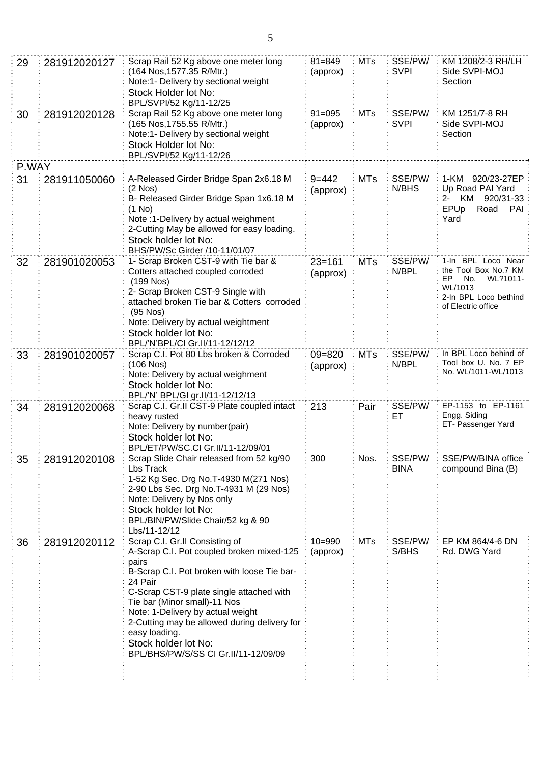| | | | | | | |
|---|---|---|---|---|---|---|
| 29 | 281912020127 | Scrap Rail 52 Kg above one meter long (164 Nos,1577.35 R/Mtr.)<br>Note:1- Delivery by sectional weight<br>Stock Holder lot No:<br>BPL/SVPI/52 Kg/11-12/25 | 81=849 (approx) | MTs | SSE/PW/ SVPI | KM 1208/2-3 RH/LH Side SVPI-MOJ Section |
| 30 | 281912020128 | Scrap Rail 52 Kg above one meter long (165 Nos,1755.55 R/Mtr.)<br>Note:1- Delivery by sectional weight<br>Stock Holder lot No:<br>BPL/SVPI/52 Kg/11-12/26 | 91=095 (approx) | MTs | SSE/PW/ SVPI | KM 1251/7-8 RH Side SVPI-MOJ Section |
| P.WAY | | | | | | |
| 31 | 281911050060 | A-Released Girder Bridge Span 2x6.18 M (2 Nos)<br>B- Released Girder Bridge Span 1x6.18 M (1 No)<br>Note :1-Delivery by actual weighment<br>2-Cutting May be allowed for easy loading.<br>Stock holder lot No:<br>BHS/PW/Sc Girder /10-11/01/07 | 9=442 (approx) | MTs | SSE/PW/ N/BHS | 1-KM 920/23-27EP Up Road PAI Yard<br>2- KM 920/31-33 EPUp Road PAI Yard |
| 32 | 281901020053 | 1- Scrap Broken CST-9 with Tie bar & Cotters attached coupled corroded (199 Nos)<br>2- Scrap Broken CST-9 Single with attached broken Tie bar & Cotters corroded (95 Nos)<br>Note: Delivery by actual weightment<br>Stock holder lot No:<br>BPL/'N'BPL/CI Gr.II/11-12/12/12 | 23=161 (approx) | MTs | SSE/PW/ N/BPL | 1-In BPL Loco Near the Tool Box No.7 KM EP No. WL?1011-WL/1013<br>2-In BPL Loco bethind of Electric office |
| 33 | 281901020057 | Scrap C.I. Pot 80 Lbs broken & Corroded (106 Nos)<br>Note: Delivery by actual weighment<br>Stock holder lot No:<br>BPL/'N' BPL/GI gr.II/11-12/12/13 | 09=820 (approx) | MTs | SSE/PW/ N/BPL | In BPL Loco behind of Tool box U. No. 7 EP No. WL/1011-WL/1013 |
| 34 | 281912020068 | Scrap C.I. Gr.II CST-9 Plate coupled intact heavy rusted<br>Note: Delivery by number(pair)<br>Stock holder lot No:<br>BPL/ET/PW/SC.CI Gr.II/11-12/09/01 | 213 | Pair | SSE/PW/ ET | EP-1153 to EP-1161 Engg. Siding<br>ET- Passenger Yard |
| 35 | 281912020108 | Scrap Slide Chair released from 52 kg/90 Lbs Track<br>1-52 Kg Sec. Drg No.T-4930 M(271 Nos)<br>2-90 Lbs Sec. Drg No.T-4931 M (29 Nos)<br>Note: Delivery by Nos only<br>Stock holder lot No:<br>BPL/BIN/PW/Slide Chair/52 kg & 90 Lbs/11-12/12 | 300 | Nos. | SSE/PW/ BINA | SSE/PW/BINA office compound Bina (B) |
| 36 | 281912020112 | Scrap C.I. Gr.II Consisting of<br>A-Scrap C.I. Pot coupled broken mixed-125 pairs<br>B-Scrap C.I. Pot broken with loose Tie bar-24 Pair<br>C-Scrap CST-9 plate single attached with Tie bar (Minor small)-11 Nos<br>Note: 1-Delivery by actual weight<br>2-Cutting may be allowed during delivery for easy loading.<br>Stock holder lot No:<br>BPL/BHS/PW/S/SS CI Gr.II/11-12/09/09 | 10=990 (approx) | MTs | SSE/PW/ S/BHS | EP KM 864/4-6 DN Rd. DWG Yard |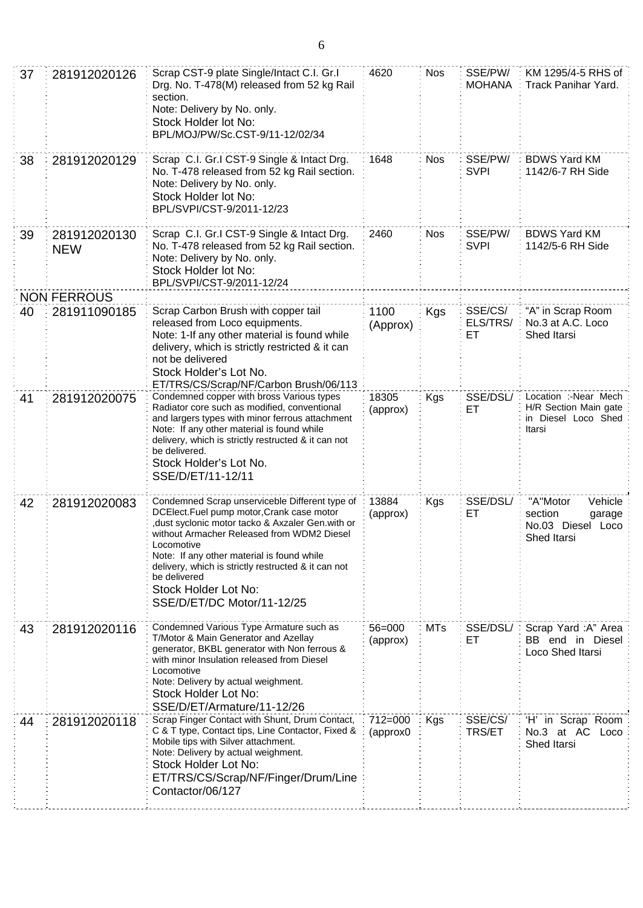| 37 | 281912020126 | Scrap CST-9 plate Single/Intact C.I. Gr.I Drg. No. T-478(M) released from 52 kg Rail section.<br>Note: Delivery by No. only.<br>Stock Holder lot No:<br>BPL/MOJ/PW/Sc.CST-9/11-12/02/34 | 4620 | Nos | SSE/PW/ MOHANA | KM 1295/4-5 RHS of Track Panihar Yard. |
|---|---|---|---|---|---|---|
| 38 | 281912020129 | Scrap C.I. Gr.I CST-9 Single & Intact Drg. No. T-478 released from 52 kg Rail section.<br>Note: Delivery by No. only.<br>Stock Holder lot No:<br>BPL/SVPI/CST-9/2011-12/23 | 1648 | Nos | SSE/PW/ SVPI | BDWS Yard KM 1142/6-7 RH Side |
| 39 | 281912020130 NEW | Scrap C.I. Gr.I CST-9 Single & Intact Drg. No. T-478 released from 52 kg Rail section.<br>Note: Delivery by No. only.<br>Stock Holder lot No:<br>BPL/SVPI/CST-9/2011-12/24 | 2460 | Nos | SSE/PW/ SVPI | BDWS Yard KM 1142/5-6 RH Side |
| | NON FERROUS | | | | | |
| 40 | 281911090185 | Scrap Carbon Brush with copper tail released from Loco equipments.<br>Note: 1-If any other material is found while delivery, which is strictly restricted & it can not be delivered<br>Stock Holder's Lot No.<br>ET/TRS/CS/Scrap/NF/Carbon Brush/06/113 | 1100 (Approx) | Kgs | SSE/CS/ ELS/TRS/ ET | "A" in Scrap Room No.3 at A.C. Loco Shed Itarsi |
| 41 | 281912020075 | Condemned copper with bross Various types Radiator core such as modified, conventional and largers types with minor ferrous attachment<br>Note: If any other material is found while delivery, which is strictly restructed & it can not be delivered.<br>Stock Holder's Lot No.<br>SSE/D/ET/11-12/11 | 18305 (approx) | Kgs | SSE/DSL/ ET | Location :-Near Mech H/R Section Main gate in Diesel Loco Shed Itarsi |
| 42 | 281912020083 | Condemned Scrap unserviceble Different type of DCElect.Fuel pump motor,Crank case motor ,dust syclonic motor tacko & Axzaler Gen.with or without Armacher Released from WDM2 Diesel Locomotive<br>Note: If any other material is found while delivery, which is strictly restructed & it can not be delivered<br>Stock Holder Lot No:<br>SSE/D/ET/DC Motor/11-12/25 | 13884 (approx) | Kgs | SSE/DSL/ ET | "A"Motor Vehicle section garage No.03 Diesel Loco Shed Itarsi |
| 43 | 281912020116 | Condemned Various Type Armature such as T/Motor & Main Generator and Azellay generator, BKBL generator with Non ferrous & with minor Insulation released from Diesel Locomotive<br>Note: Delivery by actual weighment.<br>Stock Holder Lot No:<br>SSE/D/ET/Armature/11-12/26 | 56=000 (approx) | MTs | SSE/DSL/ ET | Scrap Yard :A" Area BB end in Diesel Loco Shed Itarsi |
| 44 | 281912020118 | Scrap Finger Contact with Shunt, Drum Contact, C & T type, Contact tips, Line Contactor, Fixed & Mobile tips with Silver attachment.<br>Note: Delivery by actual weighment.<br>Stock Holder Lot No:<br>ET/TRS/CS/Scrap/NF/Finger/Drum/Line Contactor/06/127 | 712=000 (approx0 | Kgs | SSE/CS/ TRS/ET | 'H' in Scrap Room No.3 at AC Loco Shed Itarsi |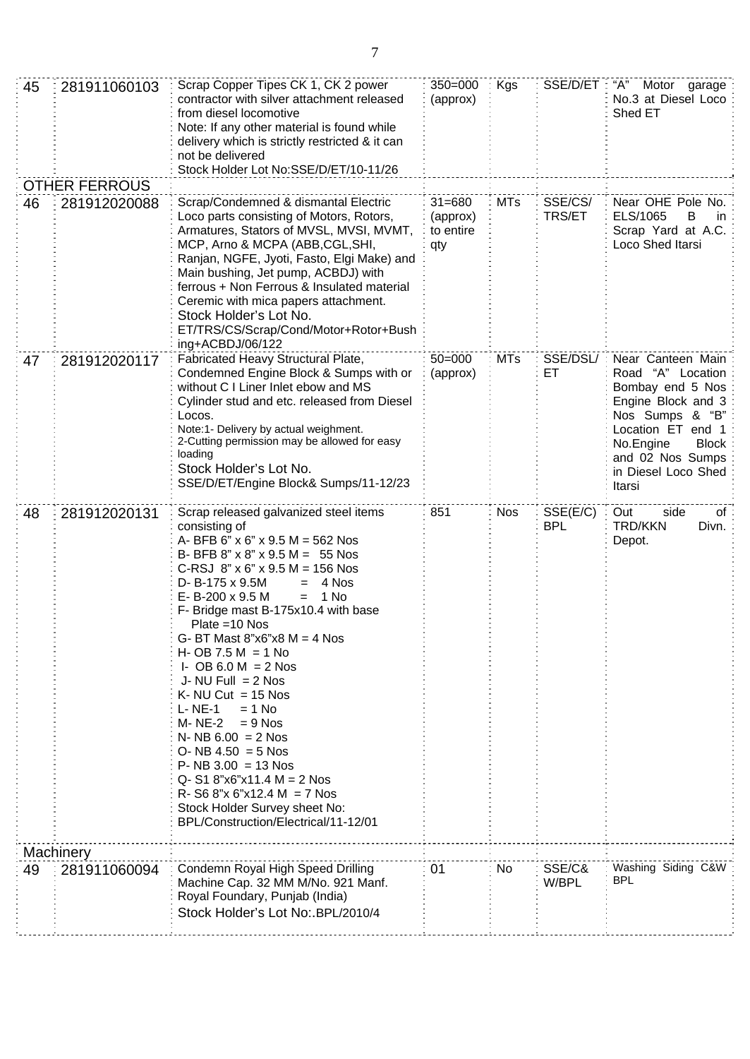| | | | | | | |
|---|---|---|---|---|---|---|
| 45 | 281911060103 | Scrap Copper Tipes CK 1, CK 2 power contractor with silver attachment released from diesel locomotive<br>Note: If any other material is found while delivery which is strictly restricted & it can not be delivered<br>Stock Holder Lot No:SSE/D/ET/10-11/26 | 350=000 (approx) | Kgs | SSE/D/ET | "A" Motor garage No.3 at Diesel Loco Shed ET |
| OTHER FERROUS | | | | | | |
| 46 | 281912020088 | Scrap/Condemned & dismantal Electric Loco parts consisting of Motors, Rotors, Armatures, Stators of MVSL, MVSI, MVMT, MCP, Arno & MCPA (ABB,CGL,SHI, Ranjan, NGFE, Jyoti, Fasto, Elgi Make) and Main bushing, Jet pump, ACBDJ) with ferrous + Non Ferrous & Insulated material Ceremic with mica papers attachment.<br>Stock Holder's Lot No. ET/TRS/CS/Scrap/Cond/Motor+Rotor+Bushing+ACBDJ/06/122 | 31=680 (approx) to entire qty | MTs | SSE/CS/TRS/ET | Near OHE Pole No. ELS/1065 B in Scrap Yard at A.C. Loco Shed Itarsi |
| 47 | 281912020117 | Fabricated Heavy Structural Plate, Condemned Engine Block & Sumps with or without C I Liner Inlet ebow and MS Cylinder stud and etc. released from Diesel Locos.<br>Note:1- Delivery by actual weighment.<br>2-Cutting permission may be allowed for easy loading<br>Stock Holder's Lot No. SSE/D/ET/Engine Block& Sumps/11-12/23 | 50=000 (approx) | MTs | SSE/DSL/ET | Near Canteen Main Road "A" Location Bombay end 5 Nos Engine Block and 3 Nos Sumps & "B" Location ET end 1 No.Engine Block and 02 Nos Sumps in Diesel Loco Shed Itarsi |
| 48 | 281912020131 | Scrap released galvanized steel items consisting of<br>A- BFB 6" x 6" x 9.5 M = 562 Nos<br>B- BFB 8" x 8" x 9.5 M = 55 Nos<br>C-RSJ 8" x 6" x 9.5 M = 156 Nos<br>D- B-175 x 9.5M = 4 Nos<br>E- B-200 x 9.5 M = 1 No<br>F- Bridge mast B-175x10.4 with base Plate =10 Nos<br>G- BT Mast 8"x6"x8 M = 4 Nos<br>H- OB 7.5 M = 1 No<br>I- OB 6.0 M = 2 Nos<br>J- NU Full = 2 Nos<br>K- NU Cut = 15 Nos<br>L- NE-1 = 1 No<br>M- NE-2 = 9 Nos<br>N- NB 6.00 = 2 Nos<br>O- NB 4.50 = 5 Nos<br>P- NB 3.00 = 13 Nos<br>Q- S1 8"x6"x11.4 M = 2 Nos<br>R- S6 8"x 6"x12.4 M = 7 Nos<br>Stock Holder Survey sheet No: BPL/Construction/Electrical/11-12/01 | 851 | Nos | SSE(E/C) BPL | Out side of TRD/KKN Divn. Depot. |
| Machinery | | | | | | |
| 49 | 281911060094 | Condemn Royal High Speed Drilling Machine Cap. 32 MM M/No. 921 Manf. Royal Foundary, Punjab (India)<br>Stock Holder's Lot No:.BPL/2010/4 | 01 | No | SSE/C& W/BPL | Washing Siding C&W BPL |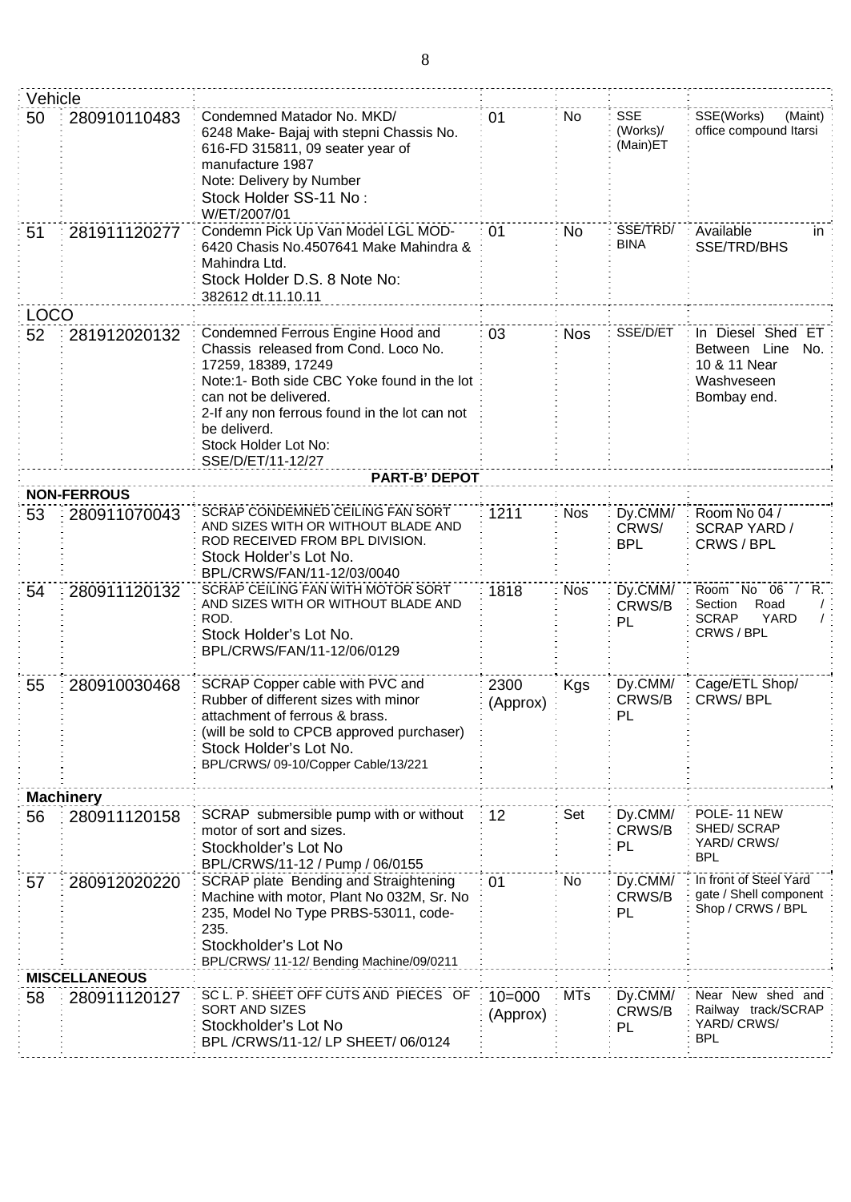| | | | | | | |
|---|---|---|---|---|---|---|
| Vehicle | | | | | | |
| 50 | 280910110483 | Condemned Matador No. MKD/ 6248 Make- Bajaj with stepni Chassis No. 616-FD 315811, 09 seater year of manufacture 1987<br>Note: Delivery by Number<br>Stock Holder SS-11 No : W/ET/2007/01 | 01 | No | SSE (Works)/ (Main)ET | SSE(Works) (Maint) office compound Itarsi |
| 51 | 281911120277 | Condemn Pick Up Van Model LGL MOD-6420 Chasis No.4507641 Make Mahindra & Mahindra Ltd.<br>Stock Holder D.S. 8 Note No: 382612 dt.11.10.11 | 01 | No | SSE/TRD/ BINA | Available in SSE/TRD/BHS |
| LOCO | | | | | | |
| 52 | 281912020132 | Condemned Ferrous Engine Hood and Chassis released from Cond. Loco No. 17259, 18389, 17249<br>Note:1- Both side CBC Yoke found in the lot can not be delivered.<br>2-If any non ferrous found in the lot can not be deliverd.<br>Stock Holder Lot No: SSE/D/ET/11-12/27 | 03 | Nos | SSE/D/ET | In Diesel Shed ET Between Line No. 10 & 11 Near Washveseen Bombay end. |
| | | **PART-B' DEPOT** | | | | |
| **NON-FERROUS** | | | | | | |
| 53 | 280911070043 | SCRAP CONDEMNED CEILING FAN SORT AND SIZES WITH OR WITHOUT BLADE AND ROD RECEIVED FROM BPL DIVISION.<br>Stock Holder's Lot No. BPL/CRWS/FAN/11-12/03/0040 | 1211 | Nos | Dy.CMM/ CRWS/ BPL | Room No 04 / SCRAP YARD / CRWS / BPL |
| 54 | 280911120132 | SCRAP CEILING FAN WITH MOTOR SORT AND SIZES WITH OR WITHOUT BLADE AND ROD.<br>Stock Holder's Lot No. BPL/CRWS/FAN/11-12/06/0129 | 1818 | Nos | Dy.CMM/ CRWS/BPL | Room No 06 / R. Section Road / SCRAP YARD / CRWS / BPL |
| 55 | 280910030468 | SCRAP Copper cable with PVC and Rubber of different sizes with minor attachment of ferrous & brass.<br>(will be sold to CPCB approved purchaser)<br>Stock Holder's Lot No. BPL/CRWS/ 09-10/Copper Cable/13/221 | 2300 (Approx) | Kgs | Dy.CMM/ CRWS/BPL | Cage/ETL Shop/ CRWS/ BPL |
| **Machinery** | | | | | | |
| 56 | 280911120158 | SCRAP submersible pump with or without motor of sort and sizes.<br>Stockholder's Lot No BPL/CRWS/11-12 / Pump / 06/0155 | 12 | Set | Dy.CMM/ CRWS/BPL | POLE- 11 NEW SHED/ SCRAP YARD/ CRWS/ BPL |
| 57 | 280912020220 | SCRAP plate Bending and Straightening Machine with motor, Plant No 032M, Sr. No 235, Model No Type PRBS-53011, code-235.<br>Stockholder's Lot No BPL/CRWS/ 11-12/ Bending Machine/09/0211 | 01 | No | Dy.CMM/ CRWS/BPL | In front of Steel Yard gate / Shell component Shop / CRWS / BPL |
| **MISCELLANEOUS** | | | | | | |
| 58 | 280911120127 | SC L. P. SHEET OFF CUTS AND PIECES OF SORT AND SIZES<br>Stockholder's Lot No BPL /CRWS/11-12/ LP SHEET/ 06/0124 | 10=000 (Approx) | MTs | Dy.CMM/ CRWS/BPL | Near New shed and Railway track/SCRAP YARD/ CRWS/ BPL |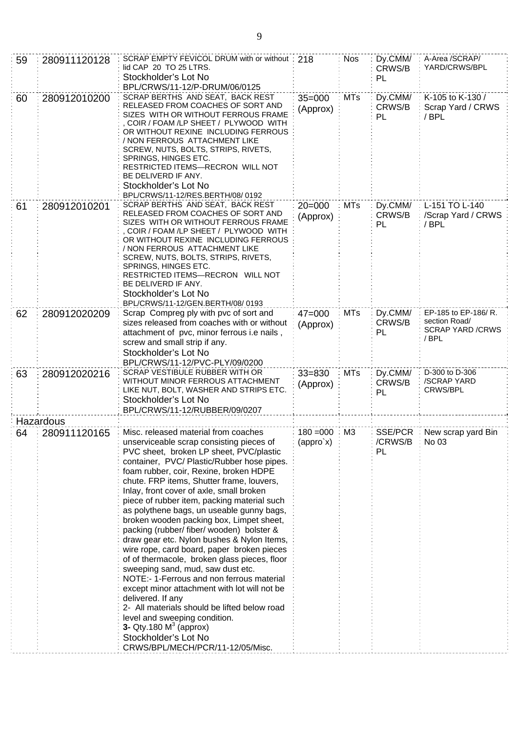| | | | | | | |
|---|---|---|---|---|---|---|
| 59 | 280911120128 | SCRAP EMPTY FEVICOL DRUM with or without lid CAP 20 TO 25 LTRS.<br>Stockholder's Lot No<br>BPL/CRWS/11-12/P-DRUM/06/0125 | 218 | Nos | Dy.CMM/ CRWS/BPL | A-Area /SCRAP/ YARD/CRWS/BPL |
| 60 | 280912010200 | SCRAP BERTHS AND SEAT, BACK REST RELEASED FROM COACHES OF SORT AND SIZES WITH OR WITHOUT FERROUS FRAME , COIR / FOAM /LP SHEET / PLYWOOD WITH OR WITHOUT REXINE INCLUDING FERROUS / NON FERROUS ATTACHMENT LIKE SCREW, NUTS, BOLTS, STRIPS, RIVETS, SPRINGS, HINGES ETC.<br>RESTRICTED ITEMS—RECRON WILL NOT BE DELIVERD IF ANY.<br>Stockholder's Lot No<br>BPL/CRWS/11-12/RES.BERTH/08/ 0192 | 35=000 (Approx) | MTs | Dy.CMM/ CRWS/BPL | K-105 to K-130 / Scrap Yard / CRWS / BPL |
| 61 | 280912010201 | SCRAP BERTHS AND SEAT, BACK REST RELEASED FROM COACHES OF SORT AND SIZES WITH OR WITHOUT FERROUS FRAME , COIR / FOAM /LP SHEET / PLYWOOD WITH OR WITHOUT REXINE INCLUDING FERROUS / NON FERROUS ATTACHMENT LIKE SCREW, NUTS, BOLTS, STRIPS, RIVETS, SPRINGS, HINGES ETC.<br>RESTRICTED ITEMS—RECRON WILL NOT BE DELIVERD IF ANY.<br>Stockholder's Lot No<br>BPL/CRWS/11-12/GEN.BERTH/08/ 0193 | 20=000 (Approx) | MTs | Dy.CMM/ CRWS/BPL | L-151 TO L-140 /Scrap Yard / CRWS / BPL |
| 62 | 280912020209 | Scrap Compreg ply with pvc of sort and sizes released from coaches with or without attachment of pvc, minor ferrous i.e nails , screw and small strip if any.<br>Stockholder's Lot No<br>BPL/CRWS/11-12/PVC-PLY/09/0200 | 47=000 (Approx) | MTs | Dy.CMM/ CRWS/BPL | EP-185 to EP-186/ R. section Road/ SCRAP YARD /CRWS / BPL |
| 63 | 280912020216 | SCRAP VESTIBULE RUBBER WITH OR WITHOUT MINOR FERROUS ATTACHMENT LIKE NUT, BOLT, WASHER AND STRIPS ETC.<br>Stockholder's Lot No<br>BPL/CRWS/11-12/RUBBER/09/0207 | 33=830 (Approx) | MTs | Dy.CMM/ CRWS/BPL | D-300 to D-306 /SCRAP YARD CRWS/BPL |
| **Hazardous** | | | | | | |
| 64 | 280911120165 | Misc. released material from coaches unserviceable scrap consisting pieces of PVC sheet, broken LP sheet, PVC/plastic container, PVC/ Plastic/Rubber hose pipes. foam rubber, coir, Rexine, broken HDPE chute. FRP items, Shutter frame, louvers, Inlay, front cover of axle, small broken piece of rubber item, packing material such as polythene bags, un useable gunny bags, broken wooden packing box, Limpet sheet, packing (rubber/ fiber/ wooden) bolster & draw gear etc. Nylon bushes & Nylon Items, wire rope, card board, paper broken pieces of of thermacole, broken glass pieces, floor sweeping sand, mud, saw dust etc.<br>NOTE:- 1-Ferrous and non ferrous material except minor attachment with lot will not be delivered. If any<br>2- All materials should be lifted below road level and sweeping condition.<br>**3-** Qty.180 $M^3$ (approx)<br>Stockholder's Lot No<br>CRWS/BPL/MECH/PCR/11-12/05/Misc. | 180 =000 (appro`x) | M3 | SSE/PCR /CRWS/BPL | New scrap yard Bin No 03 |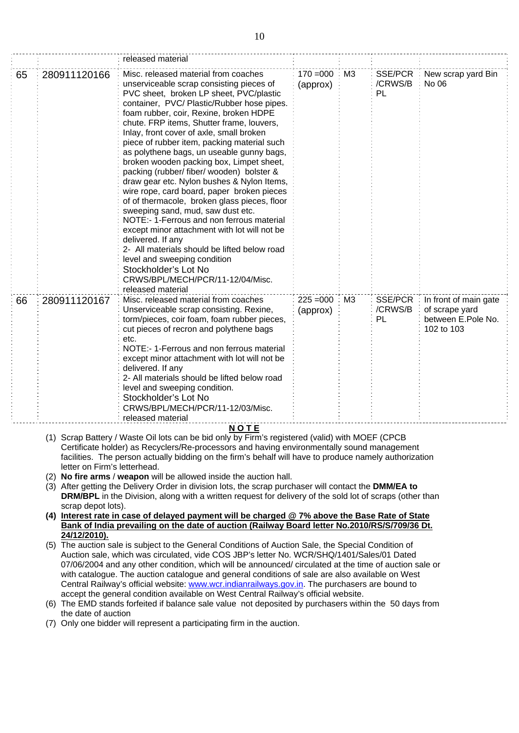| | | released material | | | | |
|---|---|---|---|---|---|---|
| 65 | 280911120166 | Misc. released material from coaches unserviceable scrap consisting pieces of PVC sheet, broken LP sheet, PVC/plastic container, PVC/ Plastic/Rubber hose pipes. foam rubber, coir, Rexine, broken HDPE chute. FRP items, Shutter frame, louvers, Inlay, front cover of axle, small broken piece of rubber item, packing material such as polythene bags, un useable gunny bags, broken wooden packing box, Limpet sheet, packing (rubber/ fiber/ wooden) bolster & draw gear etc. Nylon bushes & Nylon Items, wire rope, card board, paper broken pieces of of thermacole, broken glass pieces, floor sweeping sand, mud, saw dust etc. NOTE:- 1-Ferrous and non ferrous material except minor attachment with lot will not be delivered. If any 2- All materials should be lifted below road level and sweeping condition Stockholder's Lot No CRWS/BPL/MECH/PCR/11-12/04/Misc. released material | 170 =000 (approx) | M3 | SSE/PCR /CRWS/B PL | New scrap yard Bin No 06 |
| 66 | 280911120167 | Misc. released material from coaches Unserviceable scrap consisting. Rexine, torm/pieces, coir foam, foam rubber pieces, cut pieces of recron and polythene bags etc. NOTE:- 1-Ferrous and non ferrous material except minor attachment with lot will not be delivered. If any 2- All materials should be lifted below road level and sweeping condition. Stockholder's Lot No CRWS/BPL/MECH/PCR/11-12/03/Misc. released material | 225 =000 (approx) | M3 | SSE/PCR /CRWS/B PL | In front of main gate of scrape yard between E.Pole No. 102 to 103 |

**NOTE**

(1) Scrap Battery / Waste Oil lots can be bid only by Firm's registered (valid) with MOEF (CPCB Certificate holder) as Recyclers/Re-processors and having environmentally sound management facilities. The person actually bidding on the firm's behalf will have to produce namely authorization letter on Firm's letterhead.

(2) **No fire arms** / **weapon** will be allowed inside the auction hall.

(3) After getting the Delivery Order in division lots, the scrap purchaser will contact the **DMM/EA to DRM/BPL** in the Division, along with a written request for delivery of the sold lot of scraps (other than scrap depot lots).

**(4) Interest rate in case of delayed payment will be charged @ 7% above the Base Rate of State Bank of India prevailing on the date of auction (Railway Board letter No.2010/RS/S/709/36 Dt. 24/12/2010).**

(5) The auction sale is subject to the General Conditions of Auction Sale, the Special Condition of Auction sale, which was circulated, vide COS JBP's letter No. WCR/SHQ/1401/Sales/01 Dated 07/06/2004 and any other condition, which will be announced/ circulated at the time of auction sale or with catalogue. The auction catalogue and general conditions of sale are also available on West Central Railway's official website: www.wcr.indianrailways.gov.in. The purchasers are bound to accept the general condition available on West Central Railway's official website.

(6) The EMD stands forfeited if balance sale value not deposited by purchasers within the 50 days from the date of auction

(7) Only one bidder will represent a participating firm in the auction.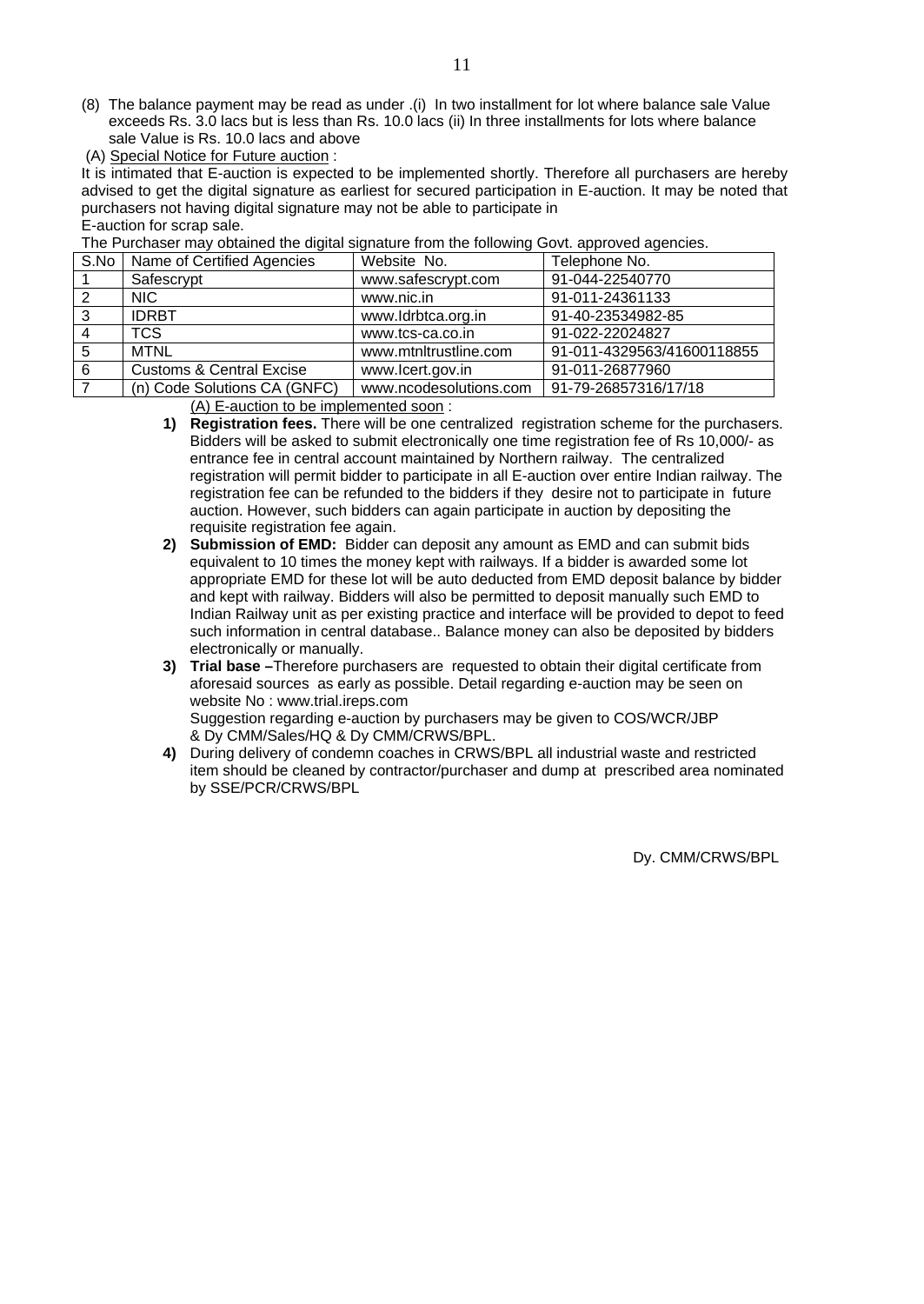(8) The balance payment may be read as under .(i) In two installment for lot where balance sale Value exceeds Rs. 3.0 lacs but is less than Rs. 10.0 lacs (ii) In three installments for lots where balance sale Value is Rs. 10.0 lacs and above

(A) Special Notice for Future auction :

It is intimated that E-auction is expected to be implemented shortly. Therefore all purchasers are hereby advised to get the digital signature as earliest for secured participation in E-auction. It may be noted that purchasers not having digital signature may not be able to participate in
E-auction for scrap sale.

The Purchaser may obtained the digital signature from the following Govt. approved agencies.

| S.No | Name of Certified Agencies | Website No. | Telephone No. |
|---|---|---|---|
| 1 | Safescrypt | www.safescrypt.com | 91-044-22540770 |
| 2 | NIC | www.nic.in | 91-011-24361133 |
| 3 | IDRBT | www.Idrbtca.org.in | 91-40-23534982-85 |
| 4 | TCS | www.tcs-ca.co.in | 91-022-22024827 |
| 5 | MTNL | www.mtnltrustline.com | 91-011-4329563/41600118855 |
| 6 | Customs & Central Excise | www.Icert.gov.in | 91-011-26877960 |
| 7 | (n) Code Solutions CA (GNFC) | www.ncodesolutions.com | 91-79-26857316/17/18 |

(A) E-auction to be implemented soon :

1) **Registration fees.** There will be one centralized registration scheme for the purchasers. Bidders will be asked to submit electronically one time registration fee of Rs 10,000/- as entrance fee in central account maintained by Northern railway. The centralized registration will permit bidder to participate in all E-auction over entire Indian railway. The registration fee can be refunded to the bidders if they desire not to participate in future auction. However, such bidders can again participate in auction by depositing the requisite registration fee again.
2) **Submission of EMD:** Bidder can deposit any amount as EMD and can submit bids equivalent to 10 times the money kept with railways. If a bidder is awarded some lot appropriate EMD for these lot will be auto deducted from EMD deposit balance by bidder and kept with railway. Bidders will also be permitted to deposit manually such EMD to Indian Railway unit as per existing practice and interface will be provided to depot to feed such information in central database.. Balance money can also be deposited by bidders electronically or manually.
3) **Trial base –**Therefore purchasers are requested to obtain their digital certificate from aforesaid sources as early as possible. Detail regarding e-auction may be seen on website No : www.trial.ireps.com
   Suggestion regarding e-auction by purchasers may be given to COS/WCR/JBP & Dy CMM/Sales/HQ & Dy CMM/CRWS/BPL.
4) During delivery of condemn coaches in CRWS/BPL all industrial waste and restricted item should be cleaned by contractor/purchaser and dump at prescribed area nominated by SSE/PCR/CRWS/BPL

Dy. CMM/CRWS/BPL